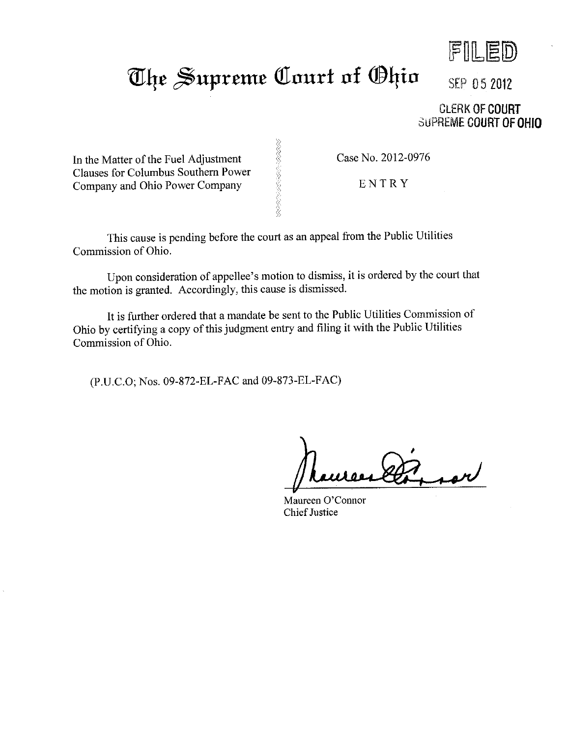# The Supreme Court of Ohio

FILED

SEP 05 2012

CLERK OF COURT
SUPREME COURT OF OHIO

In the Matter of the Fuel Adjustment Clauses for Columbus Southern Power Company and Ohio Power Company

Case No. 2012-0976

ENTRY

This cause is pending before the court as an appeal from the Public Utilities Commission of Ohio.

Upon consideration of appellee's motion to dismiss, it is ordered by the court that the motion is granted. Accordingly, this cause is dismissed.

It is further ordered that a mandate be sent to the Public Utilities Commission of Ohio by certifying a copy of this judgment entry and filing it with the Public Utilities Commission of Ohio.

(P.U.C.O; Nos. 09-872-EL-FAC and 09-873-EL-FAC)

Maureen O'Connor
Chief Justice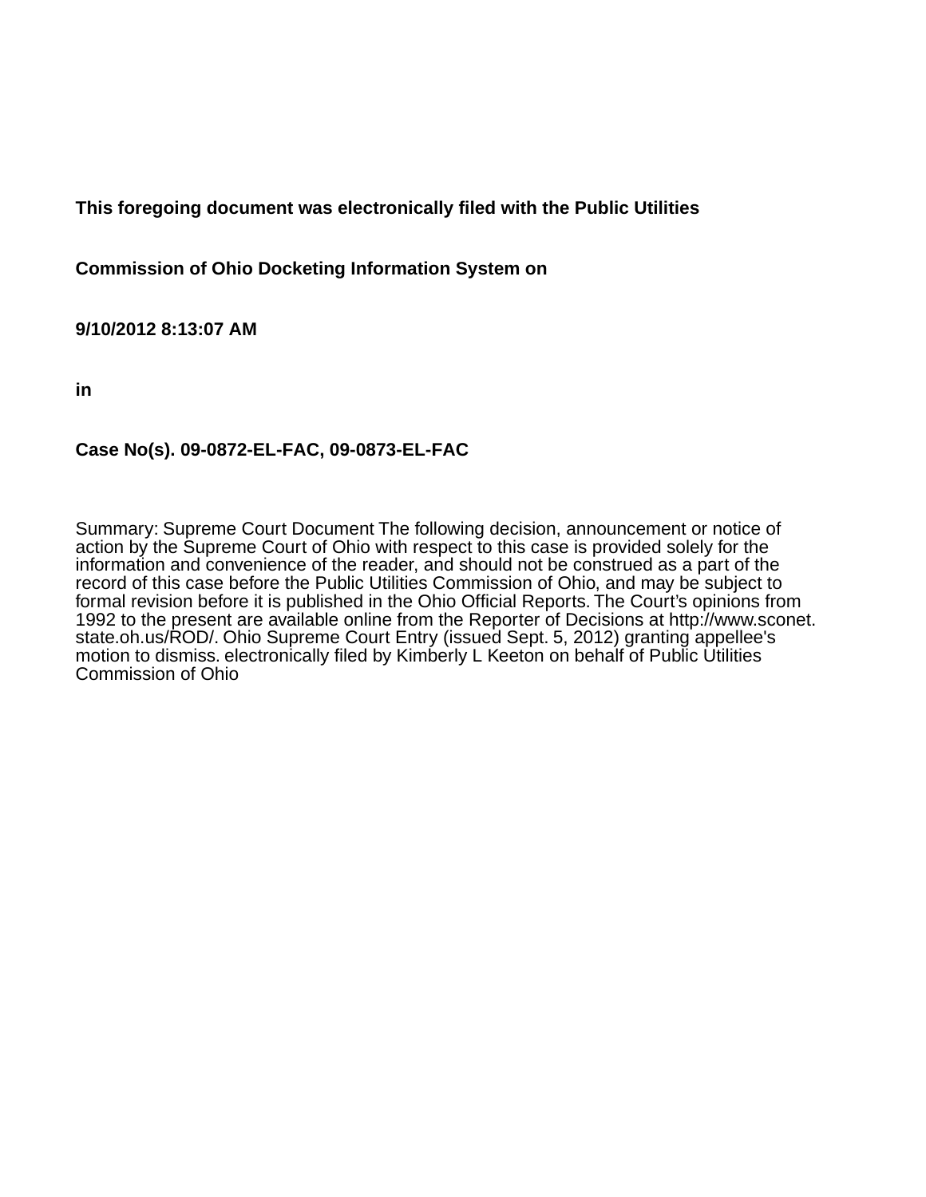**This foregoing document was electronically filed with the Public Utilities**

**Commission of Ohio Docketing Information System on**

**9/10/2012 8:13:07 AM**

**in**

**Case No(s). 09-0872-EL-FAC, 09-0873-EL-FAC**

Summary: Supreme Court Document The following decision, announcement or notice of action by the Supreme Court of Ohio with respect to this case is provided solely for the information and convenience of the reader, and should not be construed as a part of the record of this case before the Public Utilities Commission of Ohio, and may be subject to formal revision before it is published in the Ohio Official Reports. The Court's opinions from 1992 to the present are available online from the Reporter of Decisions at http://www.sconet.state.oh.us/ROD/. Ohio Supreme Court Entry (issued Sept. 5, 2012) granting appellee's motion to dismiss. electronically filed by Kimberly L Keeton on behalf of Public Utilities Commission of Ohio